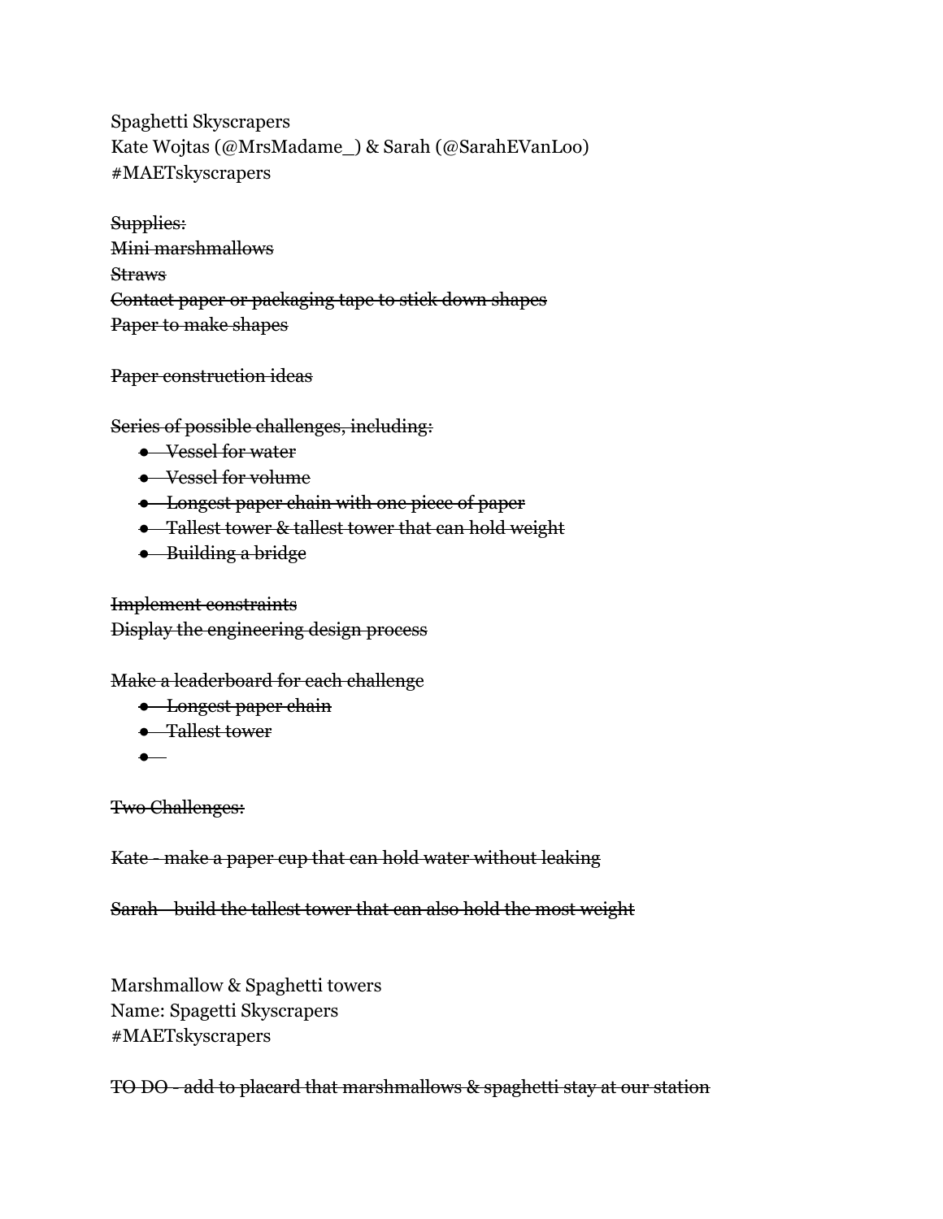Spaghetti Skyscrapers
Kate Wojtas (@MrsMadame_) & Sarah (@SarahEVanLoo)
#MAETskyscrapers

~~Supplies:~~
~~Mini marshmallows~~
~~Straws~~
~~Contact paper or packaging tape to stick down shapes~~
~~Paper to make shapes~~

~~Paper construction ideas~~

~~Series of possible challenges, including:~~

- ~~Vessel for water~~
- ~~Vessel for volume~~
- ~~Longest paper chain with one piece of paper~~
- ~~Tallest tower & tallest tower that can hold weight~~
- ~~Building a bridge~~

~~Implement constraints~~
~~Display the engineering design process~~

~~Make a leaderboard for each challenge~~

- ~~Longest paper chain~~
- ~~Tallest tower~~
-

~~Two Challenges:~~

~~Kate - make a paper cup that can hold water without leaking~~

~~Sarah - build the tallest tower that can also hold the most weight~~

Marshmallow & Spaghetti towers
Name: Spagetti Skyscrapers
#MAETskyscrapers

~~TO DO - add to placard that marshmallows & spaghetti stay at our station~~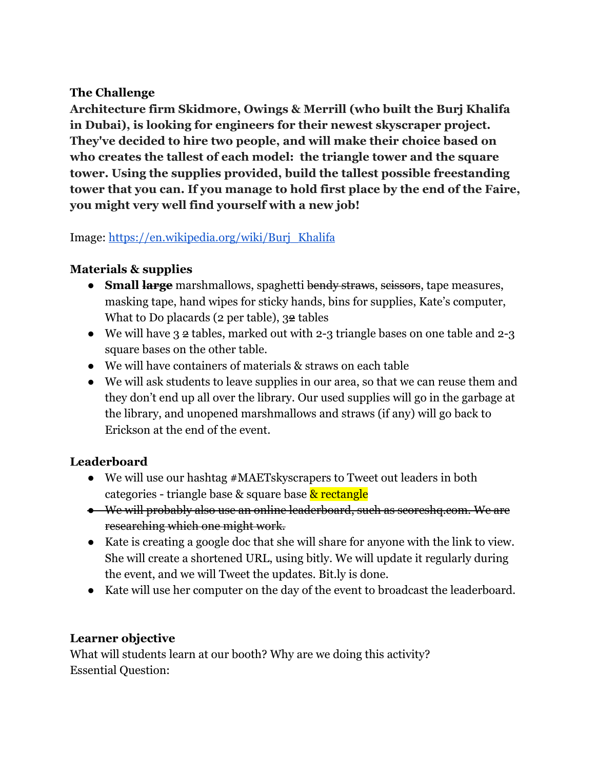**The Challenge**

**Architecture firm Skidmore, Owings & Merrill (who built the Burj Khalifa in Dubai), is looking for engineers for their newest skyscraper project. They've decided to hire two people, and will make their choice based on who creates the tallest of each model: the triangle tower and the square tower. Using the supplies provided, build the tallest possible freestanding tower that you can. If you manage to hold first place by the end of the Faire, you might very well find yourself with a new job!**

Image: [https://en.wikipedia.org/wiki/Burj_Khalifa](https://en.wikipedia.org/wiki/Burj_Khalifa)

**Materials & supplies**

- **Small ~~large~~** marshmallows, spaghetti ~~bendy straws~~, ~~scissors~~, tape measures, masking tape, hand wipes for sticky hands, bins for supplies, Kate's computer, What to Do placards (2 per table), 3~~2~~ tables
- We will have 3 ~~2~~ tables, marked out with 2-3 triangle bases on one table and 2-3 square bases on the other table.
- We will have containers of materials & straws on each table
- We will ask students to leave supplies in our area, so that we can reuse them and they don't end up all over the library. Our used supplies will go in the garbage at the library, and unopened marshmallows and straws (if any) will go back to Erickson at the end of the event.

**Leaderboard**

- We will use our hashtag #MAETskyscrapers to Tweet out leaders in both categories - triangle base & square base & rectangle
- ~~We will probably also use an online leaderboard, such as scoreshq.com. We are researching which one might work.~~
- Kate is creating a google doc that she will share for anyone with the link to view. She will create a shortened URL, using bitly. We will update it regularly during the event, and we will Tweet the updates. Bit.ly is done.
- Kate will use her computer on the day of the event to broadcast the leaderboard.

**Learner objective**

What will students learn at our booth? Why are we doing this activity?
Essential Question: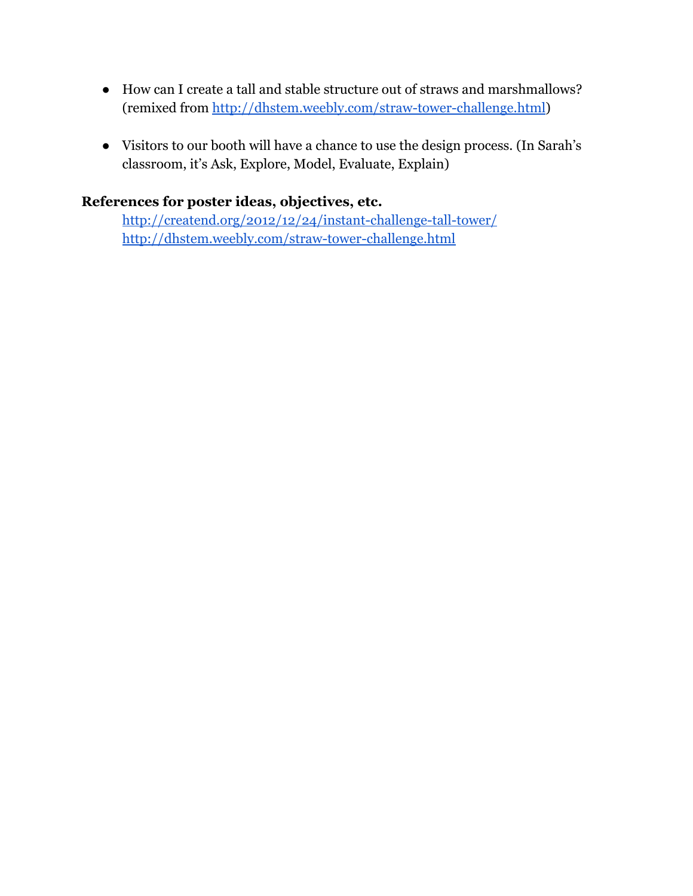- How can I create a tall and stable structure out of straws and marshmallows? (remixed from [http://dhstem.weebly.com/straw-tower-challenge.html](http://dhstem.weebly.com/straw-tower-challenge.html))

- Visitors to our booth will have a chance to use the design process. (In Sarah's classroom, it's Ask, Explore, Model, Evaluate, Explain)

**References for poster ideas, objectives, etc.**

[http://creatend.org/2012/12/24/instant-challenge-tall-tower/](http://creatend.org/2012/12/24/instant-challenge-tall-tower/)
[http://dhstem.weebly.com/straw-tower-challenge.html](http://dhstem.weebly.com/straw-tower-challenge.html)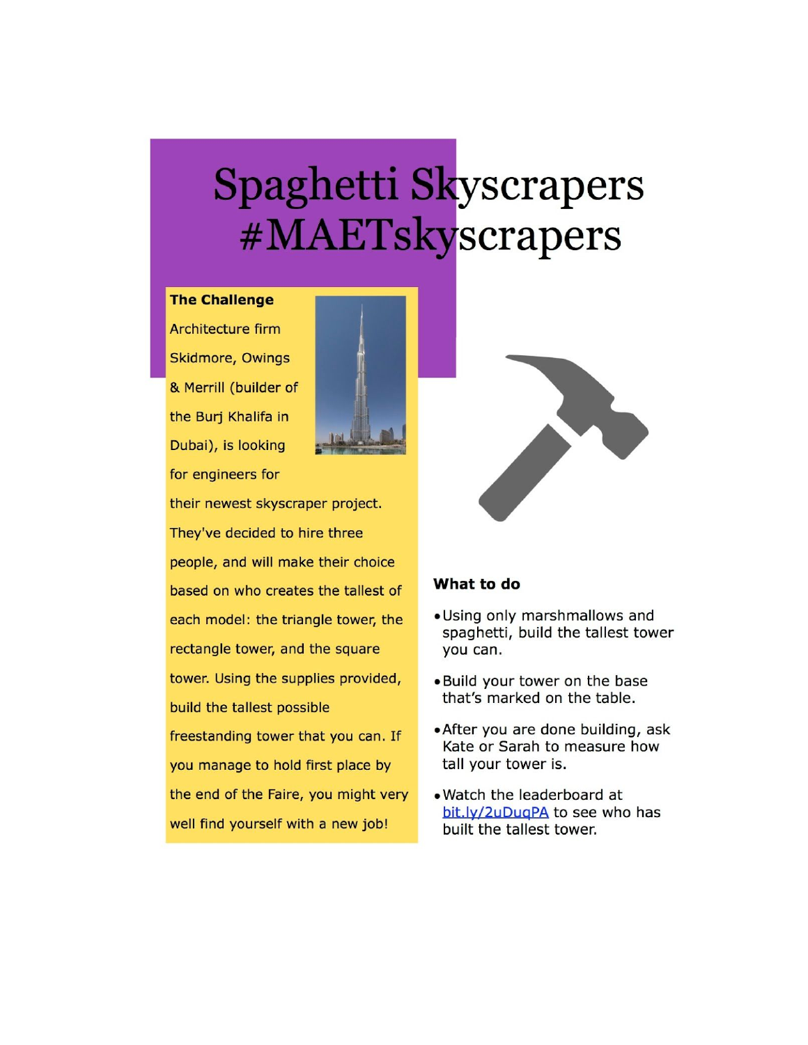# Spaghetti Skyscrapers
# #MAETskyscrapers

**The Challenge**

Architecture firm Skidmore, Owings & Merrill (builder of the Burj Khalifa in Dubai), is looking for engineers for their newest skyscraper project. They've decided to hire three people, and will make their choice based on who creates the tallest of each model: the triangle tower, the rectangle tower, and the square tower. Using the supplies provided, build the tallest possible freestanding tower that you can. If you manage to hold first place by the end of the Faire, you might very well find yourself with a new job!

**What to do**

- Using only marshmallows and spaghetti, build the tallest tower you can.
- Build your tower on the base that's marked on the table.
- After you are done building, ask Kate or Sarah to measure how tall your tower is.
- Watch the leaderboard at bit.ly/2uDuqPA to see who has built the tallest tower.